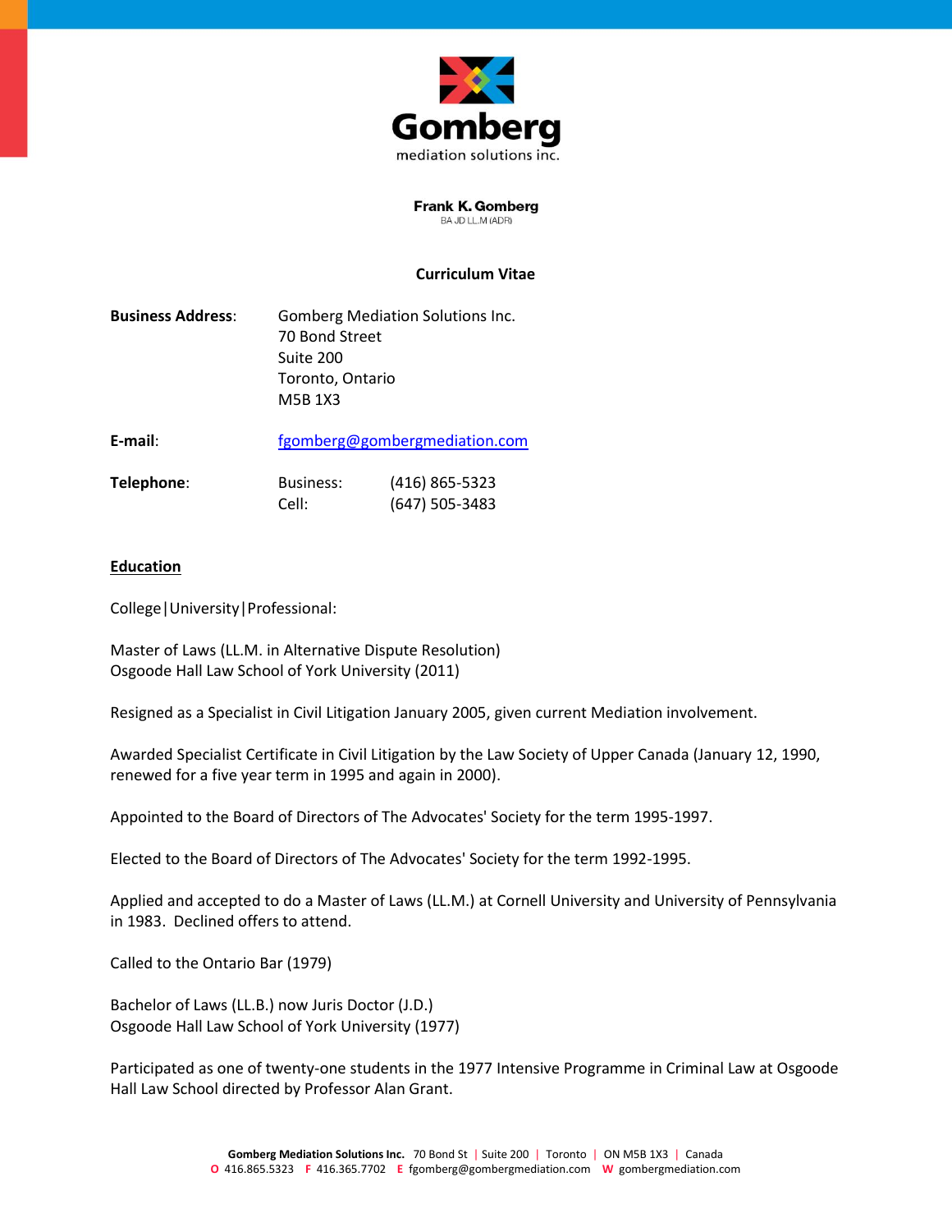Gomberg
mediation solutions inc.

**Frank K. Gomberg**
BA JD LL.M (ADR)

# Curriculum Vitae

**Business Address**: Gomberg Mediation Solutions Inc.
70 Bond Street
Suite 200
Toronto, Ontario
M5B 1X3

**E-mail**: fgomberg@gombergmediation.com

**Telephone**: Business: (416) 865-5323
Cell: (647) 505-3483

## Education

College|University|Professional:

Master of Laws (LL.M. in Alternative Dispute Resolution)
Osgoode Hall Law School of York University (2011)

Resigned as a Specialist in Civil Litigation January 2005, given current Mediation involvement.

Awarded Specialist Certificate in Civil Litigation by the Law Society of Upper Canada (January 12, 1990, renewed for a five year term in 1995 and again in 2000).

Appointed to the Board of Directors of The Advocates' Society for the term 1995-1997.

Elected to the Board of Directors of The Advocates' Society for the term 1992-1995.

Applied and accepted to do a Master of Laws (LL.M.) at Cornell University and University of Pennsylvania in 1983. Declined offers to attend.

Called to the Ontario Bar (1979)

Bachelor of Laws (LL.B.) now Juris Doctor (J.D.)
Osgoode Hall Law School of York University (1977)

Participated as one of twenty-one students in the 1977 Intensive Programme in Criminal Law at Osgoode Hall Law School directed by Professor Alan Grant.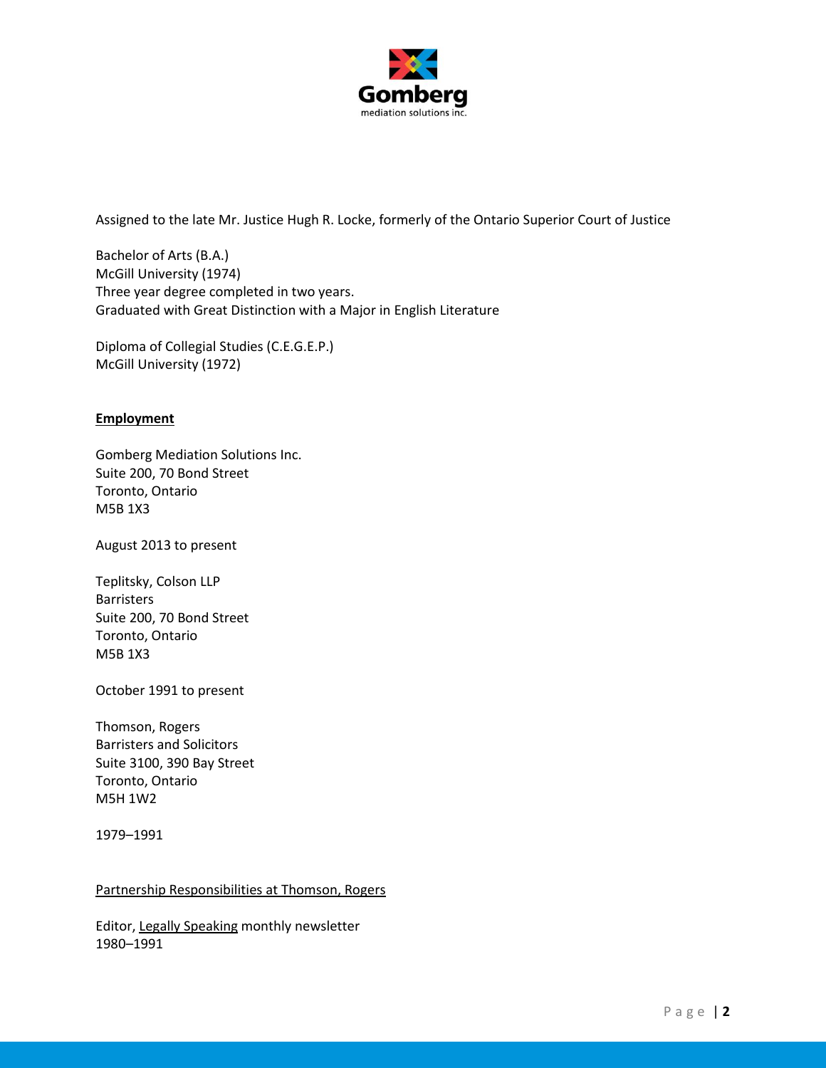Assigned to the late Mr. Justice Hugh R. Locke, formerly of the Ontario Superior Court of Justice

Bachelor of Arts (B.A.)
McGill University (1974)
Three year degree completed in two years.
Graduated with Great Distinction with a Major in English Literature

Diploma of Collegial Studies (C.E.G.E.P.)
McGill University (1972)

**Employment**

Gomberg Mediation Solutions Inc.
Suite 200, 70 Bond Street
Toronto, Ontario
M5B 1X3

August 2013 to present

Teplitsky, Colson LLP
Barristers
Suite 200, 70 Bond Street
Toronto, Ontario
M5B 1X3

October 1991 to present

Thomson, Rogers
Barristers and Solicitors
Suite 3100, 390 Bay Street
Toronto, Ontario
M5H 1W2

1979–1991

Partnership Responsibilities at Thomson, Rogers

Editor, Legally Speaking monthly newsletter
1980–1991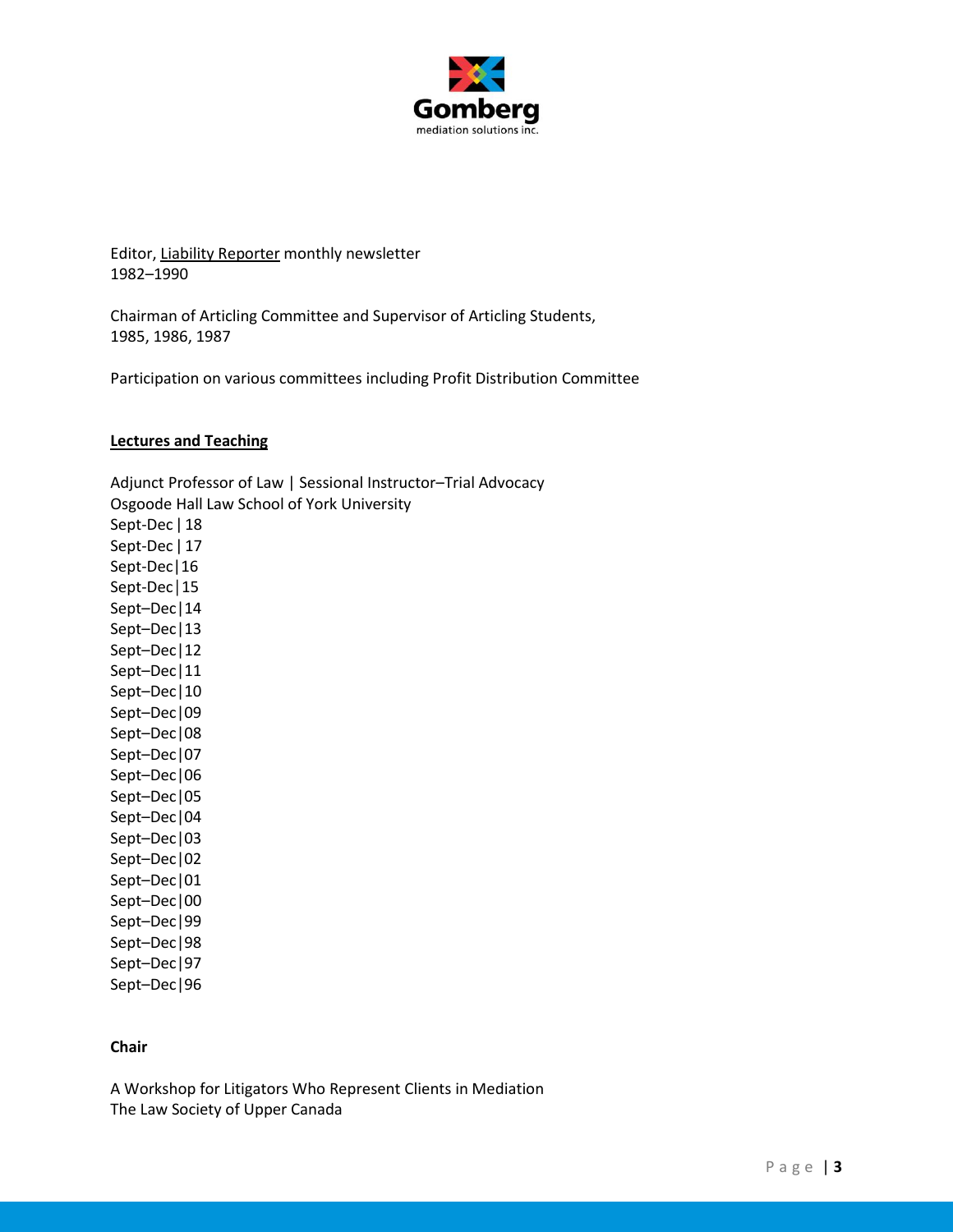Editor, Liability Reporter monthly newsletter
1982–1990

Chairman of Articling Committee and Supervisor of Articling Students,
1985, 1986, 1987

Participation on various committees including Profit Distribution Committee

## **Lectures and Teaching**

Adjunct Professor of Law | Sessional Instructor–Trial Advocacy
Osgoode Hall Law School of York University
Sept-Dec | 18
Sept-Dec | 17
Sept-Dec|16
Sept-Dec|15
Sept–Dec|14
Sept–Dec|13
Sept–Dec|12
Sept–Dec|11
Sept–Dec|10
Sept–Dec|09
Sept–Dec|08
Sept–Dec|07
Sept–Dec|06
Sept–Dec|05
Sept–Dec|04
Sept–Dec|03
Sept–Dec|02
Sept–Dec|01
Sept–Dec|00
Sept–Dec|99
Sept–Dec|98
Sept–Dec|97
Sept–Dec|96

### **Chair**

A Workshop for Litigators Who Represent Clients in Mediation
The Law Society of Upper Canada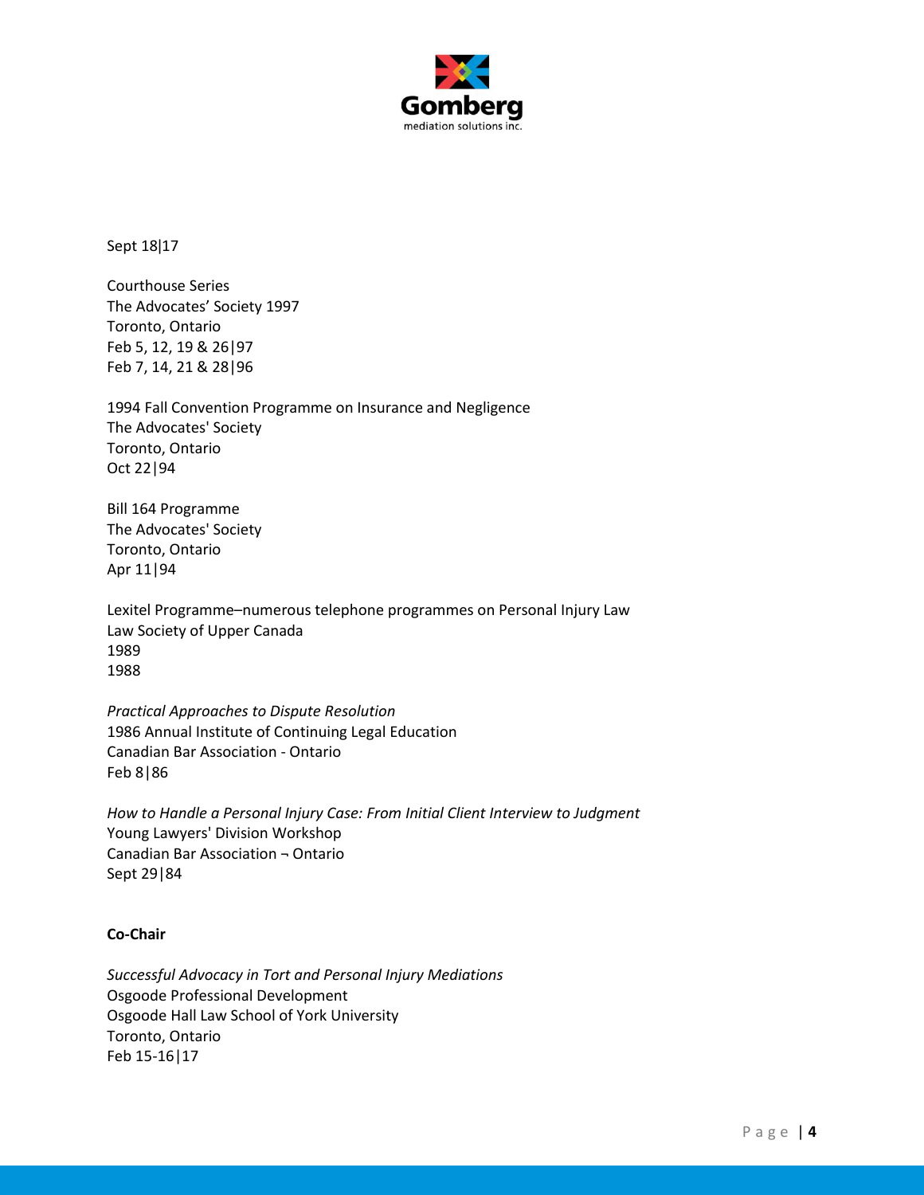Sept 18|17

Courthouse Series
The Advocates' Society 1997
Toronto, Ontario
Feb 5, 12, 19 & 26|97
Feb 7, 14, 21 & 28|96

1994 Fall Convention Programme on Insurance and Negligence
The Advocates' Society
Toronto, Ontario
Oct 22|94

Bill 164 Programme
The Advocates' Society
Toronto, Ontario
Apr 11|94

Lexitel Programme–numerous telephone programmes on Personal Injury Law
Law Society of Upper Canada
1989
1988

*Practical Approaches to Dispute Resolution*
1986 Annual Institute of Continuing Legal Education
Canadian Bar Association - Ontario
Feb 8|86

*How to Handle a Personal Injury Case: From Initial Client Interview to Judgment*
Young Lawyers' Division Workshop
Canadian Bar Association ¬ Ontario
Sept 29|84

**Co-Chair**

*Successful Advocacy in Tort and Personal Injury Mediations*
Osgoode Professional Development
Osgoode Hall Law School of York University
Toronto, Ontario
Feb 15-16|17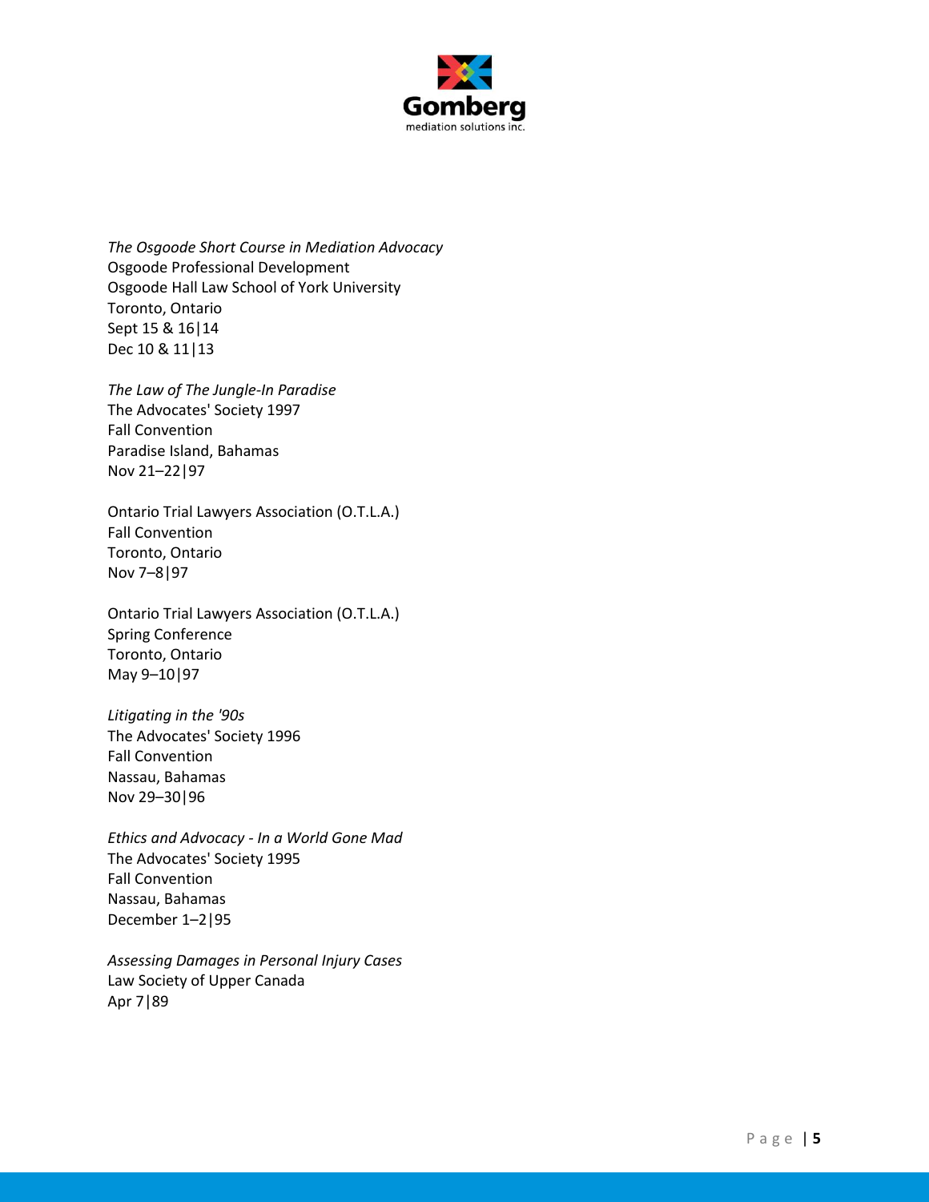*The Osgoode Short Course in Mediation Advocacy*
Osgoode Professional Development
Osgoode Hall Law School of York University
Toronto, Ontario
Sept 15 & 16|14
Dec 10 & 11|13

*The Law of The Jungle-In Paradise*
The Advocates' Society 1997
Fall Convention
Paradise Island, Bahamas
Nov 21–22|97

Ontario Trial Lawyers Association (O.T.L.A.)
Fall Convention
Toronto, Ontario
Nov 7–8|97

Ontario Trial Lawyers Association (O.T.L.A.)
Spring Conference
Toronto, Ontario
May 9–10|97

*Litigating in the '90s*
The Advocates' Society 1996
Fall Convention
Nassau, Bahamas
Nov 29–30|96

*Ethics and Advocacy - In a World Gone Mad*
The Advocates' Society 1995
Fall Convention
Nassau, Bahamas
December 1–2|95

*Assessing Damages in Personal Injury Cases*
Law Society of Upper Canada
Apr 7|89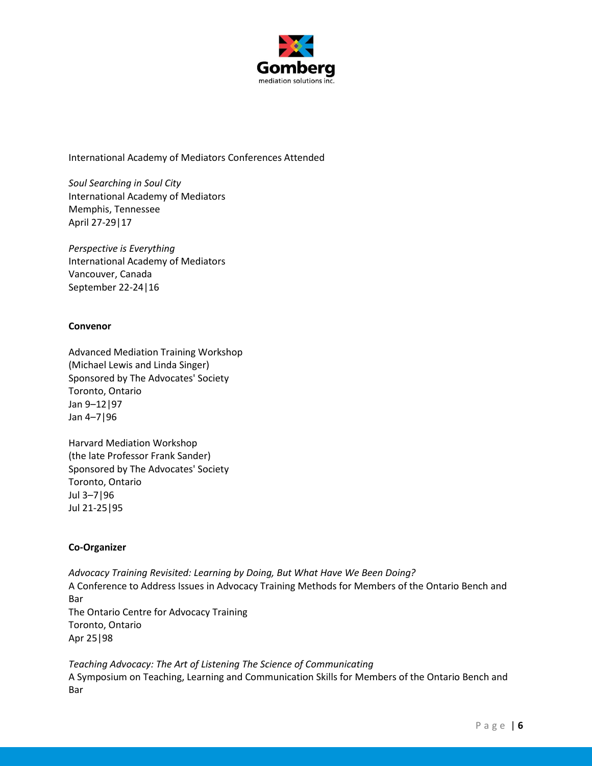International Academy of Mediators Conferences Attended

*Soul Searching in Soul City*
International Academy of Mediators
Memphis, Tennessee
April 27-29|17

*Perspective is Everything*
International Academy of Mediators
Vancouver, Canada
September 22-24|16

**Convenor**

Advanced Mediation Training Workshop
(Michael Lewis and Linda Singer)
Sponsored by The Advocates' Society
Toronto, Ontario
Jan 9–12|97
Jan 4–7|96

Harvard Mediation Workshop
(the late Professor Frank Sander)
Sponsored by The Advocates' Society
Toronto, Ontario
Jul 3–7|96
Jul 21-25|95

**Co-Organizer**

*Advocacy Training Revisited: Learning by Doing, But What Have We Been Doing?*
A Conference to Address Issues in Advocacy Training Methods for Members of the Ontario Bench and Bar
The Ontario Centre for Advocacy Training
Toronto, Ontario
Apr 25|98

*Teaching Advocacy: The Art of Listening The Science of Communicating*
A Symposium on Teaching, Learning and Communication Skills for Members of the Ontario Bench and Bar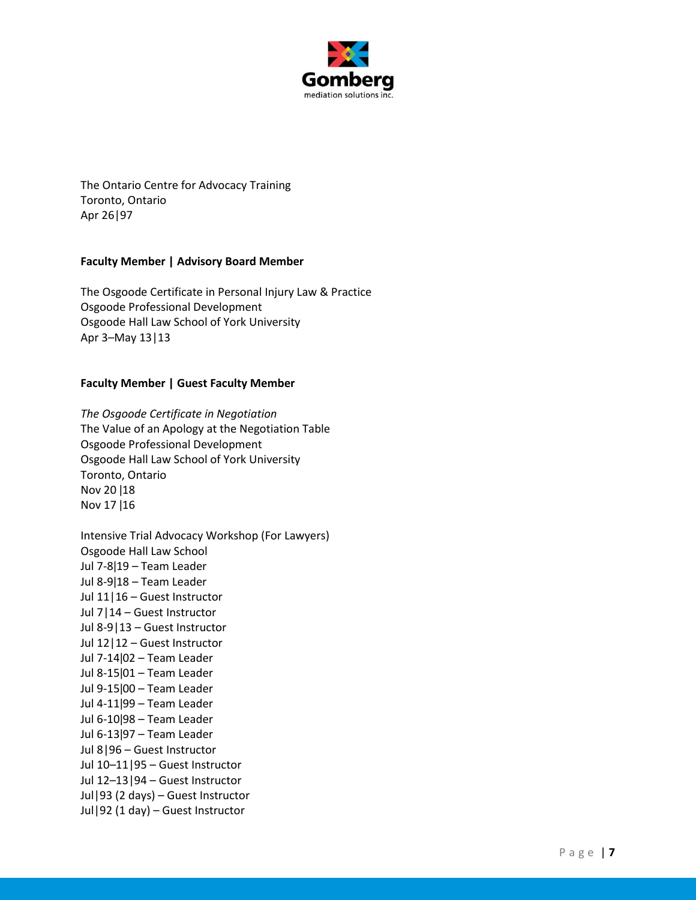The Ontario Centre for Advocacy Training
Toronto, Ontario
Apr 26|97

**Faculty Member | Advisory Board Member**

The Osgoode Certificate in Personal Injury Law & Practice
Osgoode Professional Development
Osgoode Hall Law School of York University
Apr 3–May 13|13

**Faculty Member | Guest Faculty Member**

*The Osgoode Certificate in Negotiation*
The Value of an Apology at the Negotiation Table
Osgoode Professional Development
Osgoode Hall Law School of York University
Toronto, Ontario
Nov 20 |18
Nov 17 |16

Intensive Trial Advocacy Workshop (For Lawyers)
Osgoode Hall Law School
Jul 7-8|19 – Team Leader
Jul 8-9|18 – Team Leader
Jul 11|16 – Guest Instructor
Jul 7|14 – Guest Instructor
Jul 8-9|13 – Guest Instructor
Jul 12|12 – Guest Instructor
Jul 7-14|02 – Team Leader
Jul 8-15|01 – Team Leader
Jul 9-15|00 – Team Leader
Jul 4-11|99 – Team Leader
Jul 6-10|98 – Team Leader
Jul 6-13|97 – Team Leader
Jul 8|96 – Guest Instructor
Jul 10–11|95 – Guest Instructor
Jul 12–13|94 – Guest Instructor
Jul|93 (2 days) – Guest Instructor
Jul|92 (1 day) – Guest Instructor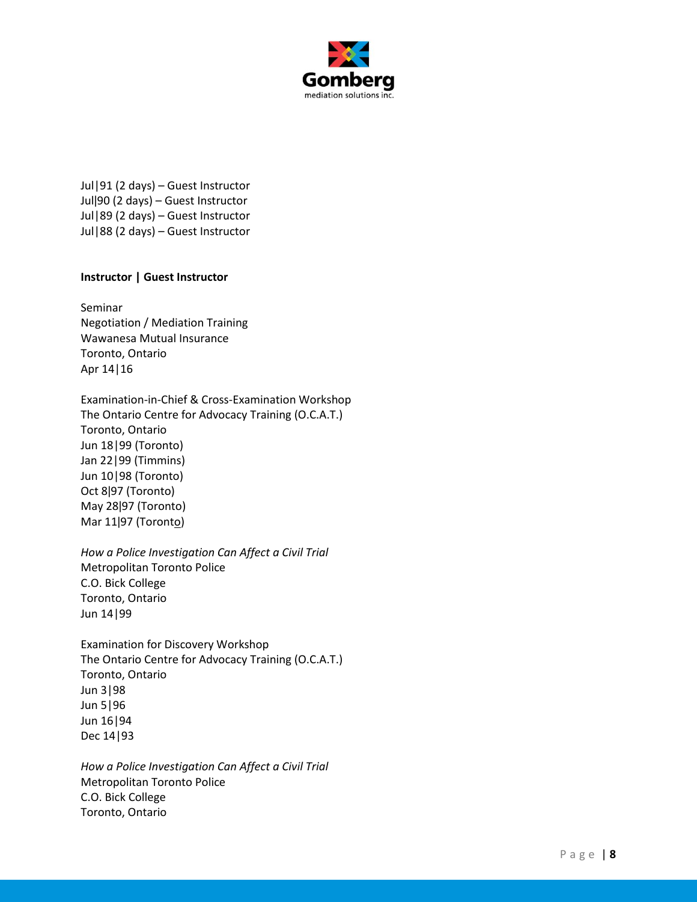Jul|91 (2 days) – Guest Instructor
Jul|90 (2 days) – Guest Instructor
Jul|89 (2 days) – Guest Instructor
Jul|88 (2 days) – Guest Instructor

**Instructor | Guest Instructor**

Seminar
Negotiation / Mediation Training
Wawanesa Mutual Insurance
Toronto, Ontario
Apr 14|16

Examination-in-Chief & Cross-Examination Workshop
The Ontario Centre for Advocacy Training (O.C.A.T.)
Toronto, Ontario
Jun 18|99 (Toronto)
Jan 22|99 (Timmins)
Jun 10|98 (Toronto)
Oct 8|97 (Toronto)
May 28|97 (Toronto)
Mar 11|97 (Toronto)

*How a Police Investigation Can Affect a Civil Trial*
Metropolitan Toronto Police
C.O. Bick College
Toronto, Ontario
Jun 14|99

Examination for Discovery Workshop
The Ontario Centre for Advocacy Training (O.C.A.T.)
Toronto, Ontario
Jun 3|98
Jun 5|96
Jun 16|94
Dec 14|93

*How a Police Investigation Can Affect a Civil Trial*
Metropolitan Toronto Police
C.O. Bick College
Toronto, Ontario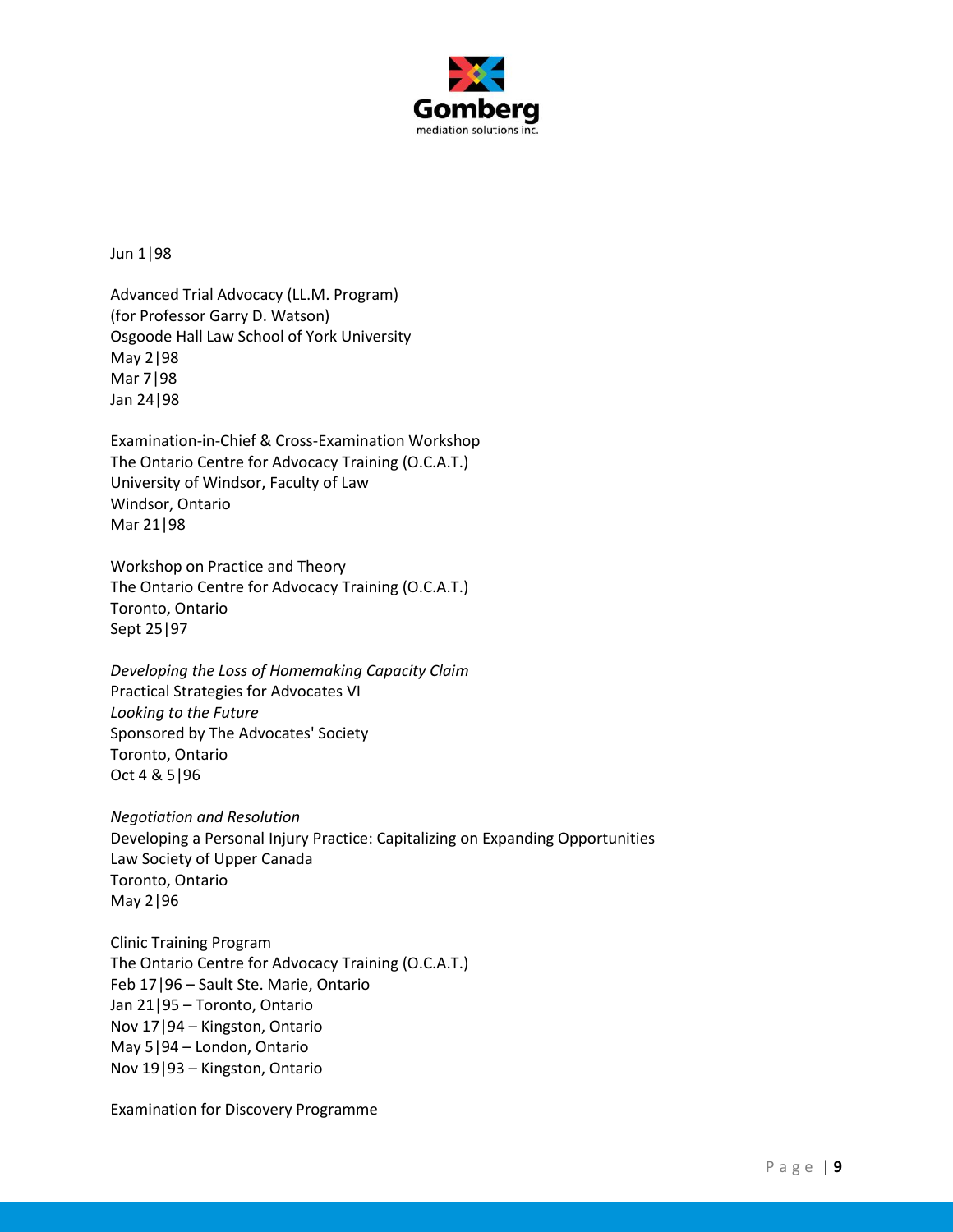Jun 1|98

Advanced Trial Advocacy (LL.M. Program)
(for Professor Garry D. Watson)
Osgoode Hall Law School of York University
May 2|98
Mar 7|98
Jan 24|98

Examination-in-Chief & Cross-Examination Workshop
The Ontario Centre for Advocacy Training (O.C.A.T.)
University of Windsor, Faculty of Law
Windsor, Ontario
Mar 21|98

Workshop on Practice and Theory
The Ontario Centre for Advocacy Training (O.C.A.T.)
Toronto, Ontario
Sept 25|97

*Developing the Loss of Homemaking Capacity Claim*
Practical Strategies for Advocates VI
*Looking to the Future*
Sponsored by The Advocates' Society
Toronto, Ontario
Oct 4 & 5|96

*Negotiation and Resolution*
Developing a Personal Injury Practice: Capitalizing on Expanding Opportunities
Law Society of Upper Canada
Toronto, Ontario
May 2|96

Clinic Training Program
The Ontario Centre for Advocacy Training (O.C.A.T.)
Feb 17|96 – Sault Ste. Marie, Ontario
Jan 21|95 – Toronto, Ontario
Nov 17|94 – Kingston, Ontario
May 5|94 – London, Ontario
Nov 19|93 – Kingston, Ontario

Examination for Discovery Programme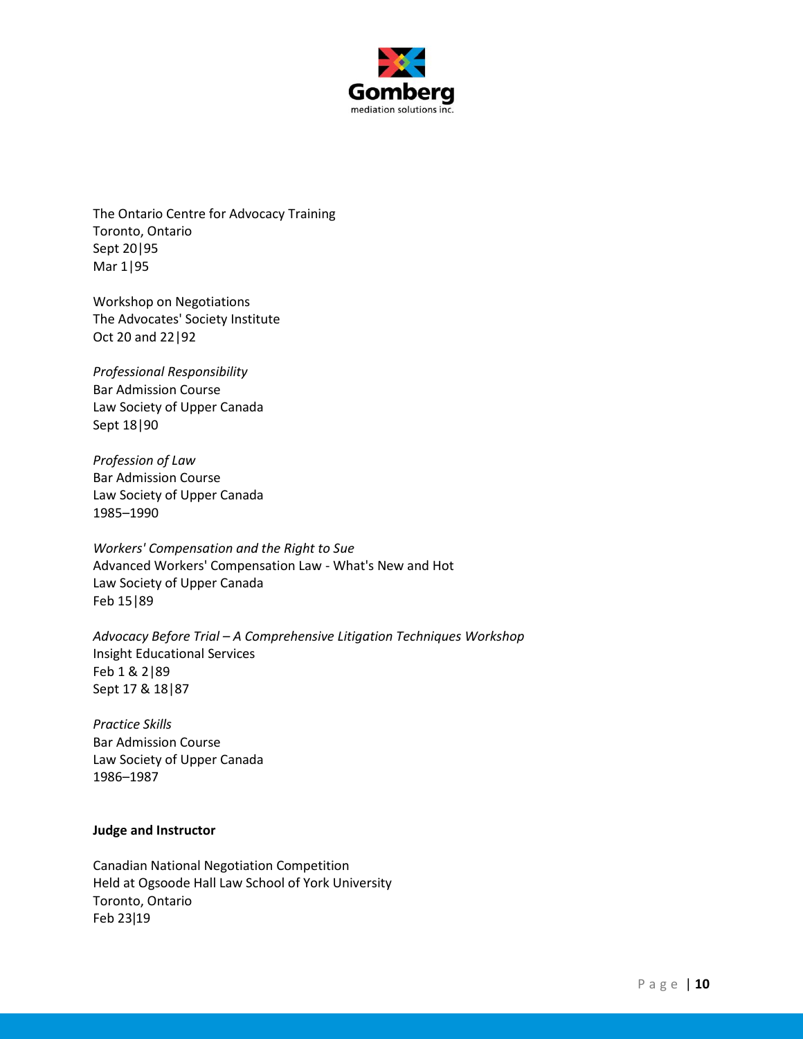The Ontario Centre for Advocacy Training
Toronto, Ontario
Sept 20|95
Mar 1|95

Workshop on Negotiations
The Advocates' Society Institute
Oct 20 and 22|92

*Professional Responsibility*
Bar Admission Course
Law Society of Upper Canada
Sept 18|90

*Profession of Law*
Bar Admission Course
Law Society of Upper Canada
1985–1990

*Workers' Compensation and the Right to Sue*
Advanced Workers' Compensation Law - What's New and Hot
Law Society of Upper Canada
Feb 15|89

*Advocacy Before Trial – A Comprehensive Litigation Techniques Workshop*
Insight Educational Services
Feb 1 & 2|89
Sept 17 & 18|87

*Practice Skills*
Bar Admission Course
Law Society of Upper Canada
1986–1987

**Judge and Instructor**

Canadian National Negotiation Competition
Held at Ogsoode Hall Law School of York University
Toronto, Ontario
Feb 23|19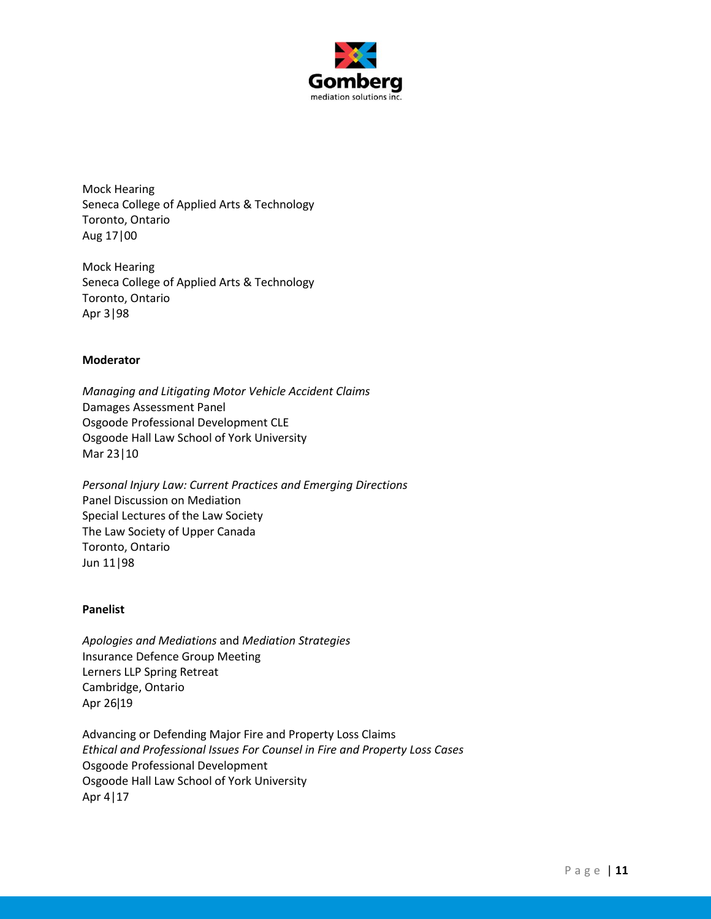Mock Hearing
Seneca College of Applied Arts & Technology
Toronto, Ontario
Aug 17|00

Mock Hearing
Seneca College of Applied Arts & Technology
Toronto, Ontario
Apr 3|98

**Moderator**

*Managing and Litigating Motor Vehicle Accident Claims*
Damages Assessment Panel
Osgoode Professional Development CLE
Osgoode Hall Law School of York University
Mar 23|10

*Personal Injury Law: Current Practices and Emerging Directions*
Panel Discussion on Mediation
Special Lectures of the Law Society
The Law Society of Upper Canada
Toronto, Ontario
Jun 11|98

**Panelist**

*Apologies and Mediations* and *Mediation Strategies*
Insurance Defence Group Meeting
Lerners LLP Spring Retreat
Cambridge, Ontario
Apr 26|19

Advancing or Defending Major Fire and Property Loss Claims
*Ethical and Professional Issues For Counsel in Fire and Property Loss Cases*
Osgoode Professional Development
Osgoode Hall Law School of York University
Apr 4|17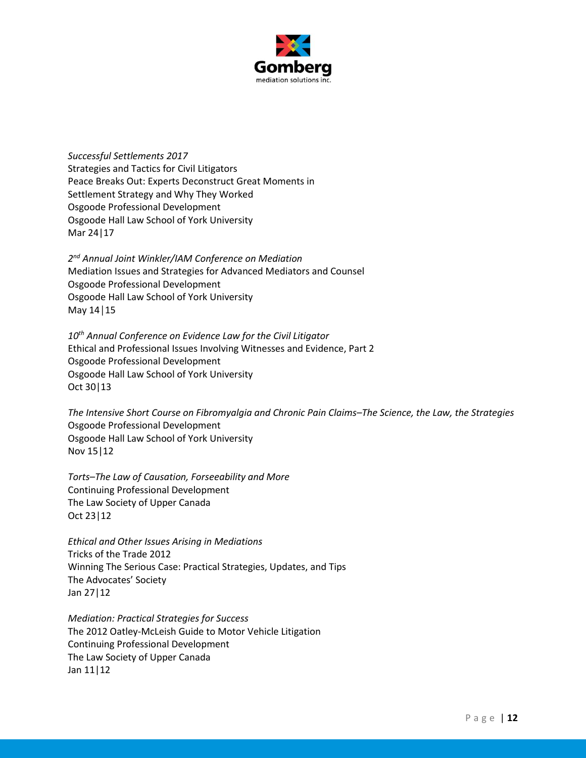*Successful Settlements 2017*
Strategies and Tactics for Civil Litigators
Peace Breaks Out: Experts Deconstruct Great Moments in Settlement Strategy and Why They Worked
Osgoode Professional Development
Osgoode Hall Law School of York University
Mar 24|17

*2nd Annual Joint Winkler/IAM Conference on Mediation*
Mediation Issues and Strategies for Advanced Mediators and Counsel
Osgoode Professional Development
Osgoode Hall Law School of York University
May 14|15

*10th Annual Conference on Evidence Law for the Civil Litigator*
Ethical and Professional Issues Involving Witnesses and Evidence, Part 2
Osgoode Professional Development
Osgoode Hall Law School of York University
Oct 30|13

*The Intensive Short Course on Fibromyalgia and Chronic Pain Claims–The Science, the Law, the Strategies*
Osgoode Professional Development
Osgoode Hall Law School of York University
Nov 15|12

*Torts–The Law of Causation, Forseeability and More*
Continuing Professional Development
The Law Society of Upper Canada
Oct 23|12

*Ethical and Other Issues Arising in Mediations*
Tricks of the Trade 2012
Winning The Serious Case: Practical Strategies, Updates, and Tips
The Advocates' Society
Jan 27|12

*Mediation: Practical Strategies for Success*
The 2012 Oatley-McLeish Guide to Motor Vehicle Litigation
Continuing Professional Development
The Law Society of Upper Canada
Jan 11|12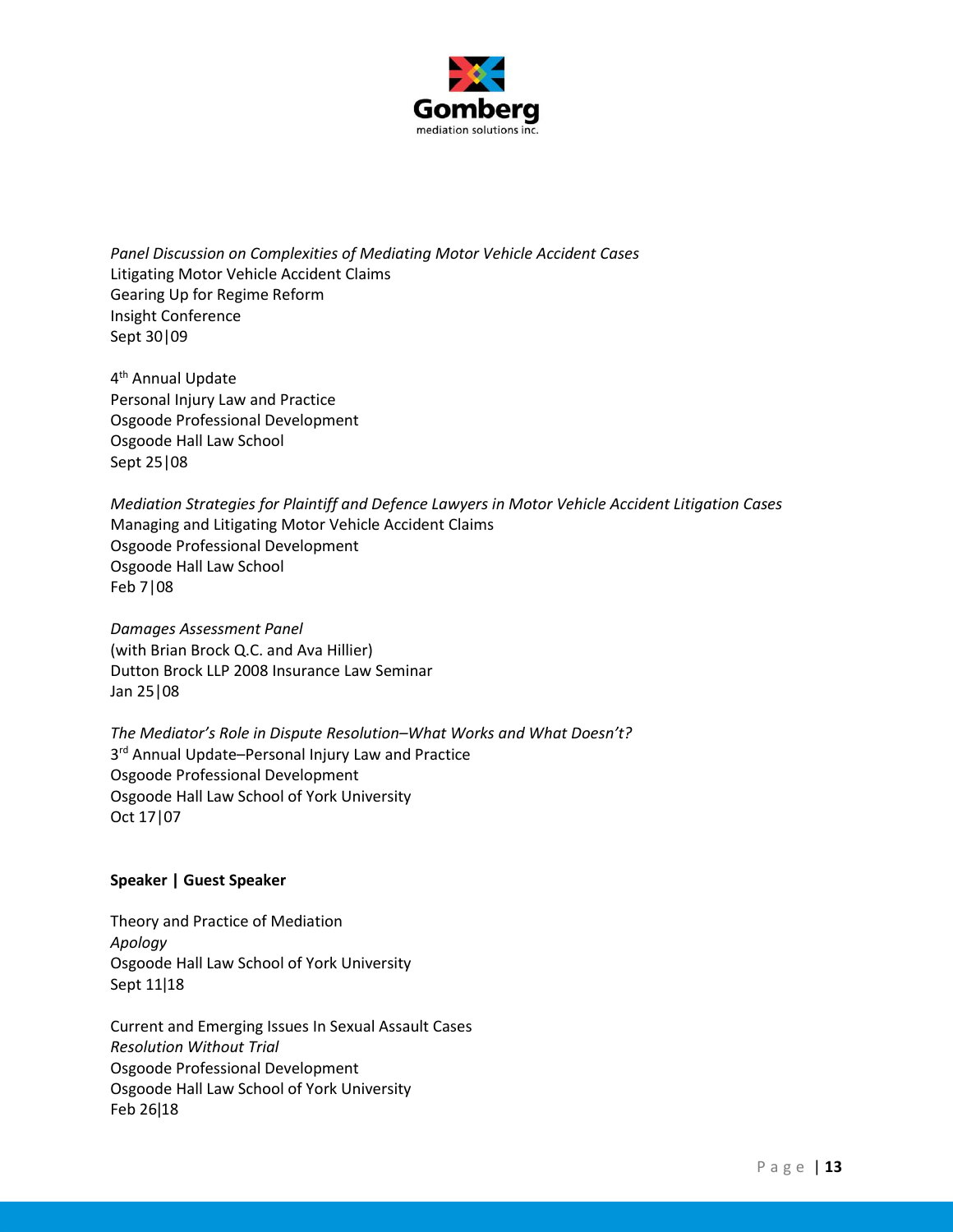*Panel Discussion on Complexities of Mediating Motor Vehicle Accident Cases*
Litigating Motor Vehicle Accident Claims
Gearing Up for Regime Reform
Insight Conference
Sept 30|09

4th Annual Update
Personal Injury Law and Practice
Osgoode Professional Development
Osgoode Hall Law School
Sept 25|08

*Mediation Strategies for Plaintiff and Defence Lawyers in Motor Vehicle Accident Litigation Cases*
Managing and Litigating Motor Vehicle Accident Claims
Osgoode Professional Development
Osgoode Hall Law School
Feb 7|08

*Damages Assessment Panel*
(with Brian Brock Q.C. and Ava Hillier)
Dutton Brock LLP 2008 Insurance Law Seminar
Jan 25|08

*The Mediator's Role in Dispute Resolution–What Works and What Doesn't?*
3rd Annual Update–Personal Injury Law and Practice
Osgoode Professional Development
Osgoode Hall Law School of York University
Oct 17|07

**Speaker | Guest Speaker**

Theory and Practice of Mediation
*Apology*
Osgoode Hall Law School of York University
Sept 11|18

Current and Emerging Issues In Sexual Assault Cases
*Resolution Without Trial*
Osgoode Professional Development
Osgoode Hall Law School of York University
Feb 26|18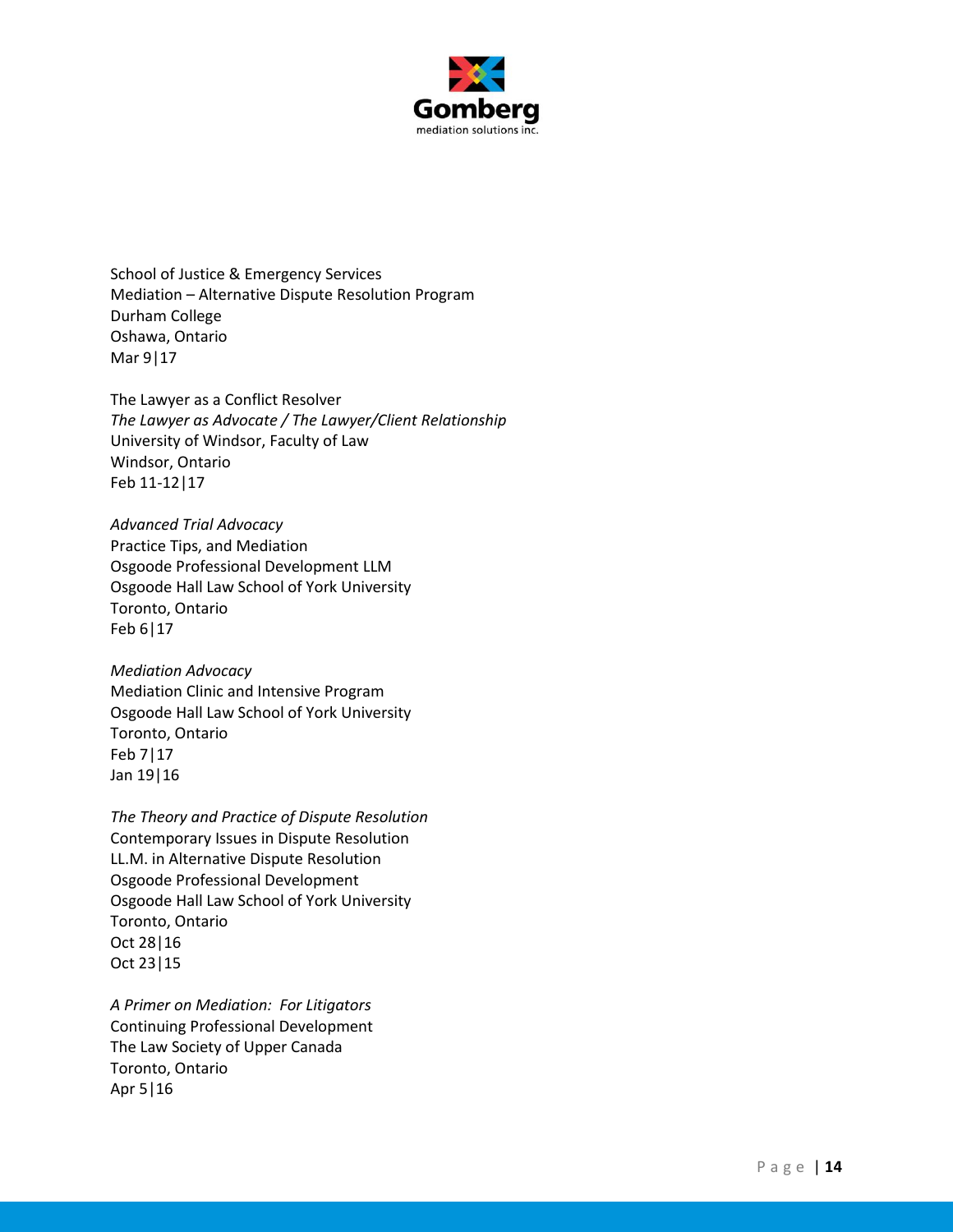School of Justice & Emergency Services
Mediation – Alternative Dispute Resolution Program
Durham College
Oshawa, Ontario
Mar 9|17

The Lawyer as a Conflict Resolver
*The Lawyer as Advocate / The Lawyer/Client Relationship*
University of Windsor, Faculty of Law
Windsor, Ontario
Feb 11-12|17

*Advanced Trial Advocacy*
Practice Tips, and Mediation
Osgoode Professional Development LLM
Osgoode Hall Law School of York University
Toronto, Ontario
Feb 6|17

*Mediation Advocacy*
Mediation Clinic and Intensive Program
Osgoode Hall Law School of York University
Toronto, Ontario
Feb 7|17
Jan 19|16

*The Theory and Practice of Dispute Resolution*
Contemporary Issues in Dispute Resolution
LL.M. in Alternative Dispute Resolution
Osgoode Professional Development
Osgoode Hall Law School of York University
Toronto, Ontario
Oct 28|16
Oct 23|15

*A Primer on Mediation: For Litigators*
Continuing Professional Development
The Law Society of Upper Canada
Toronto, Ontario
Apr 5|16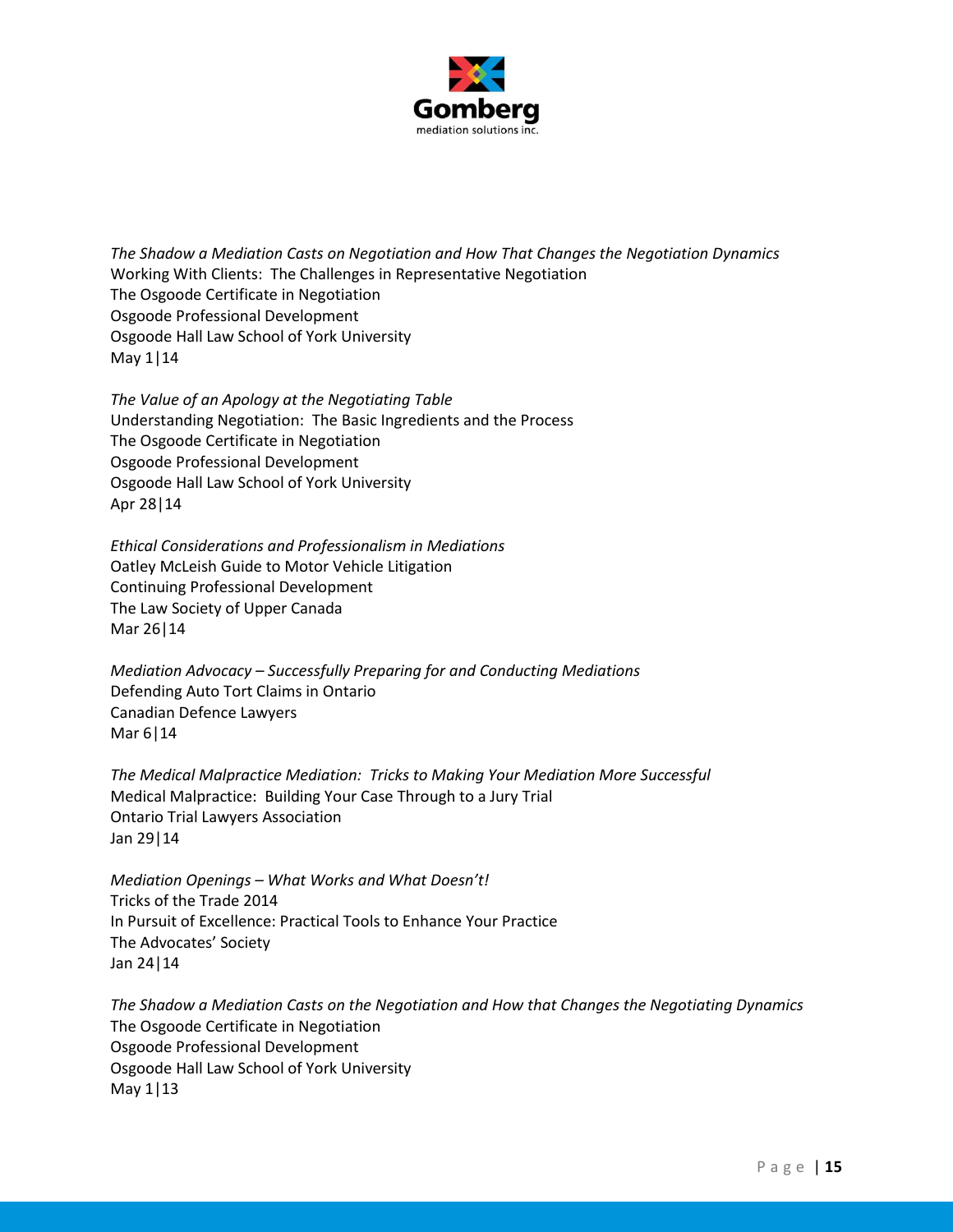*The Shadow a Mediation Casts on Negotiation and How That Changes the Negotiation Dynamics*
Working With Clients: The Challenges in Representative Negotiation
The Osgoode Certificate in Negotiation
Osgoode Professional Development
Osgoode Hall Law School of York University
May 1|14

*The Value of an Apology at the Negotiating Table*
Understanding Negotiation: The Basic Ingredients and the Process
The Osgoode Certificate in Negotiation
Osgoode Professional Development
Osgoode Hall Law School of York University
Apr 28|14

*Ethical Considerations and Professionalism in Mediations*
Oatley McLeish Guide to Motor Vehicle Litigation
Continuing Professional Development
The Law Society of Upper Canada
Mar 26|14

*Mediation Advocacy – Successfully Preparing for and Conducting Mediations*
Defending Auto Tort Claims in Ontario
Canadian Defence Lawyers
Mar 6|14

*The Medical Malpractice Mediation: Tricks to Making Your Mediation More Successful*
Medical Malpractice: Building Your Case Through to a Jury Trial
Ontario Trial Lawyers Association
Jan 29|14

*Mediation Openings – What Works and What Doesn't!*
Tricks of the Trade 2014
In Pursuit of Excellence: Practical Tools to Enhance Your Practice
The Advocates' Society
Jan 24|14

*The Shadow a Mediation Casts on the Negotiation and How that Changes the Negotiating Dynamics*
The Osgoode Certificate in Negotiation
Osgoode Professional Development
Osgoode Hall Law School of York University
May 1|13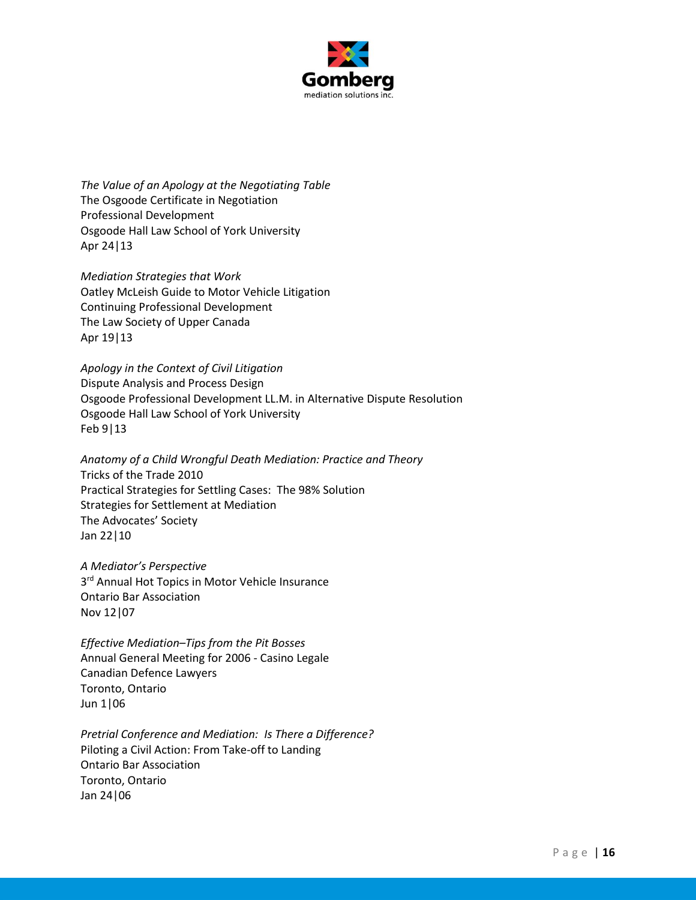*The Value of an Apology at the Negotiating Table*
The Osgoode Certificate in Negotiation
Professional Development
Osgoode Hall Law School of York University
Apr 24|13

*Mediation Strategies that Work*
Oatley McLeish Guide to Motor Vehicle Litigation
Continuing Professional Development
The Law Society of Upper Canada
Apr 19|13

*Apology in the Context of Civil Litigation*
Dispute Analysis and Process Design
Osgoode Professional Development LL.M. in Alternative Dispute Resolution
Osgoode Hall Law School of York University
Feb 9|13

*Anatomy of a Child Wrongful Death Mediation: Practice and Theory*
Tricks of the Trade 2010
Practical Strategies for Settling Cases: The 98% Solution
Strategies for Settlement at Mediation
The Advocates' Society
Jan 22|10

*A Mediator's Perspective*
3rd Annual Hot Topics in Motor Vehicle Insurance
Ontario Bar Association
Nov 12|07

*Effective Mediation–Tips from the Pit Bosses*
Annual General Meeting for 2006 - Casino Legale
Canadian Defence Lawyers
Toronto, Ontario
Jun 1|06

*Pretrial Conference and Mediation: Is There a Difference?*
Piloting a Civil Action: From Take-off to Landing
Ontario Bar Association
Toronto, Ontario
Jan 24|06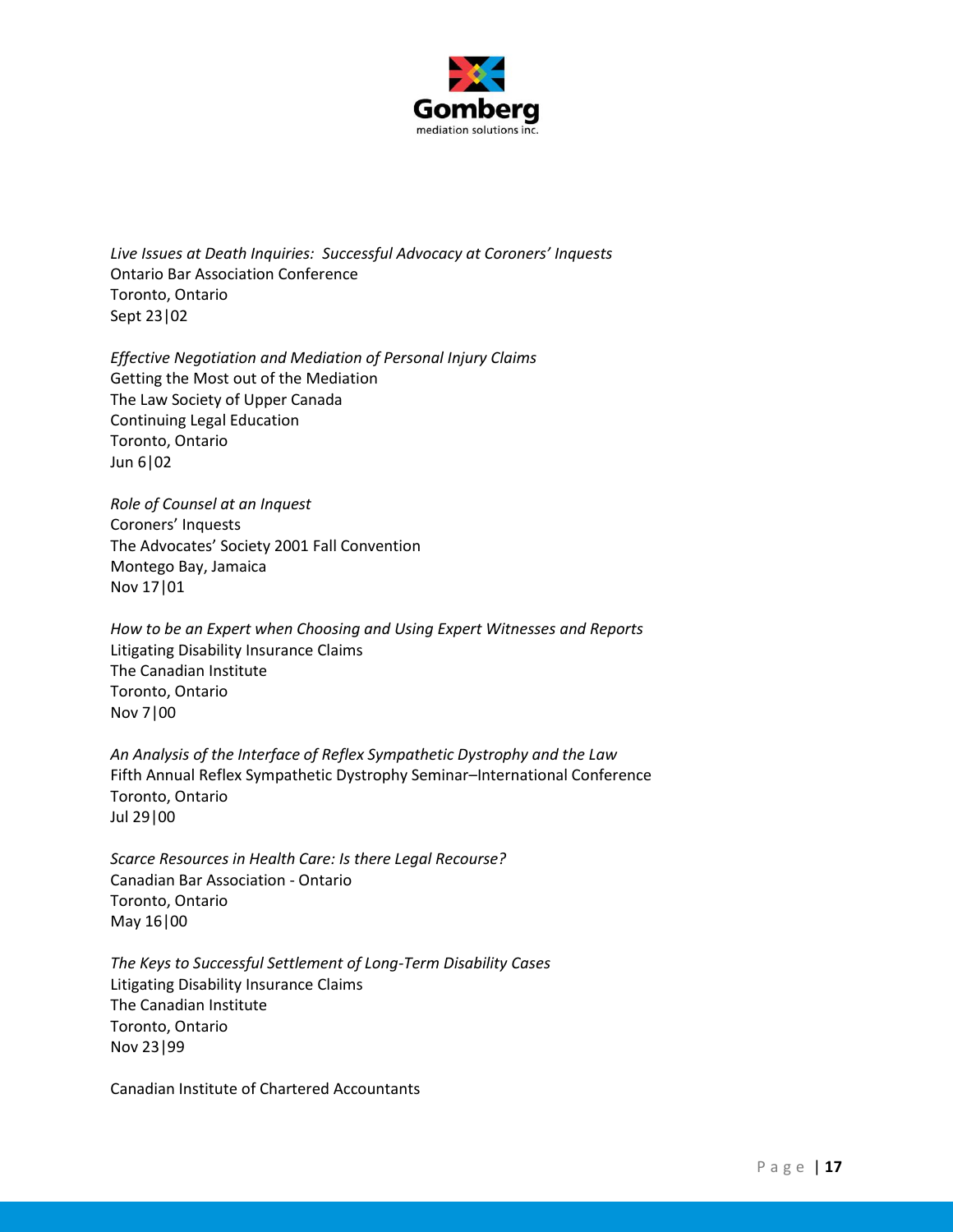*Live Issues at Death Inquiries:  Successful Advocacy at Coroners' Inquests*
Ontario Bar Association Conference
Toronto, Ontario
Sept 23|02

*Effective Negotiation and Mediation of Personal Injury Claims*
Getting the Most out of the Mediation
The Law Society of Upper Canada
Continuing Legal Education
Toronto, Ontario
Jun 6|02

*Role of Counsel at an Inquest*
Coroners' Inquests
The Advocates' Society 2001 Fall Convention
Montego Bay, Jamaica
Nov 17|01

*How to be an Expert when Choosing and Using Expert Witnesses and Reports*
Litigating Disability Insurance Claims
The Canadian Institute
Toronto, Ontario
Nov 7|00

*An Analysis of the Interface of Reflex Sympathetic Dystrophy and the Law*
Fifth Annual Reflex Sympathetic Dystrophy Seminar–International Conference
Toronto, Ontario
Jul 29|00

*Scarce Resources in Health Care: Is there Legal Recourse?*
Canadian Bar Association - Ontario
Toronto, Ontario
May 16|00

*The Keys to Successful Settlement of Long-Term Disability Cases*
Litigating Disability Insurance Claims
The Canadian Institute
Toronto, Ontario
Nov 23|99

Canadian Institute of Chartered Accountants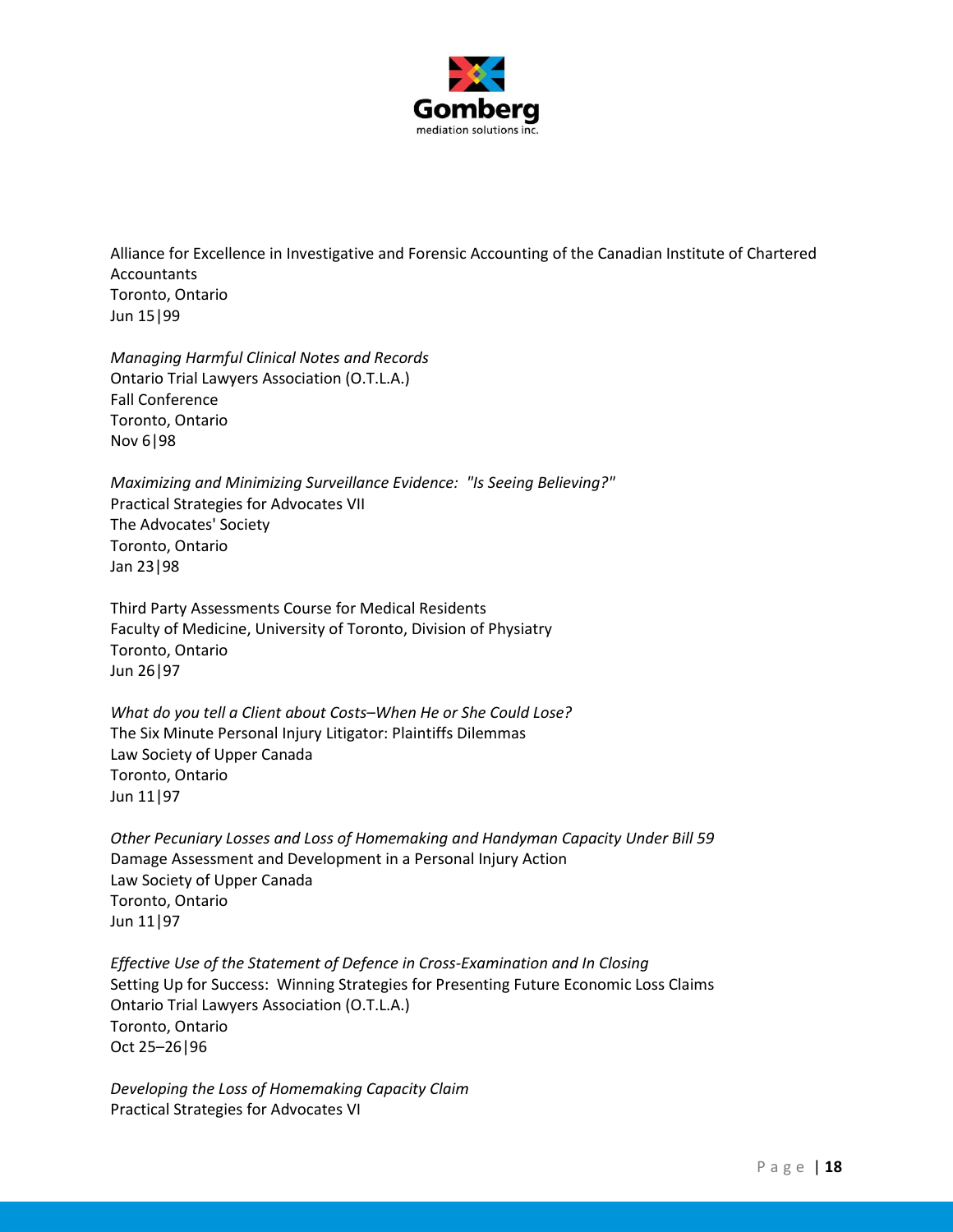Alliance for Excellence in Investigative and Forensic Accounting of the Canadian Institute of Chartered Accountants
Toronto, Ontario
Jun 15|99

*Managing Harmful Clinical Notes and Records*
Ontario Trial Lawyers Association (O.T.L.A.)
Fall Conference
Toronto, Ontario
Nov 6|98

*Maximizing and Minimizing Surveillance Evidence: "Is Seeing Believing?"*
Practical Strategies for Advocates VII
The Advocates' Society
Toronto, Ontario
Jan 23|98

Third Party Assessments Course for Medical Residents
Faculty of Medicine, University of Toronto, Division of Physiatry
Toronto, Ontario
Jun 26|97

*What do you tell a Client about Costs–When He or She Could Lose?*
The Six Minute Personal Injury Litigator: Plaintiffs Dilemmas
Law Society of Upper Canada
Toronto, Ontario
Jun 11|97

*Other Pecuniary Losses and Loss of Homemaking and Handyman Capacity Under Bill 59*
Damage Assessment and Development in a Personal Injury Action
Law Society of Upper Canada
Toronto, Ontario
Jun 11|97

*Effective Use of the Statement of Defence in Cross-Examination and In Closing*
Setting Up for Success: Winning Strategies for Presenting Future Economic Loss Claims
Ontario Trial Lawyers Association (O.T.L.A.)
Toronto, Ontario
Oct 25–26|96

*Developing the Loss of Homemaking Capacity Claim*
Practical Strategies for Advocates VI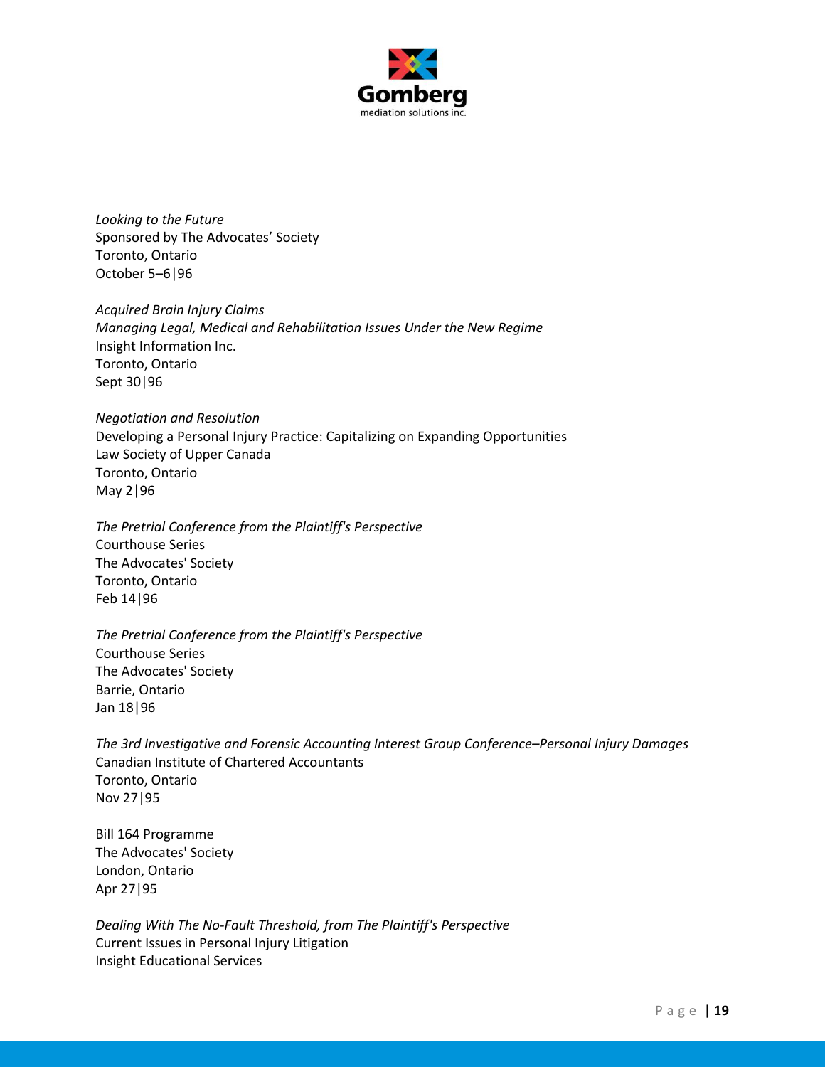*Looking to the Future*
Sponsored by The Advocates' Society
Toronto, Ontario
October 5–6|96

*Acquired Brain Injury Claims*
*Managing Legal, Medical and Rehabilitation Issues Under the New Regime*
Insight Information Inc.
Toronto, Ontario
Sept 30|96

*Negotiation and Resolution*
Developing a Personal Injury Practice: Capitalizing on Expanding Opportunities
Law Society of Upper Canada
Toronto, Ontario
May 2|96

*The Pretrial Conference from the Plaintiff's Perspective*
Courthouse Series
The Advocates' Society
Toronto, Ontario
Feb 14|96

*The Pretrial Conference from the Plaintiff's Perspective*
Courthouse Series
The Advocates' Society
Barrie, Ontario
Jan 18|96

*The 3rd Investigative and Forensic Accounting Interest Group Conference–Personal Injury Damages*
Canadian Institute of Chartered Accountants
Toronto, Ontario
Nov 27|95

Bill 164 Programme
The Advocates' Society
London, Ontario
Apr 27|95

*Dealing With The No-Fault Threshold, from The Plaintiff's Perspective*
Current Issues in Personal Injury Litigation
Insight Educational Services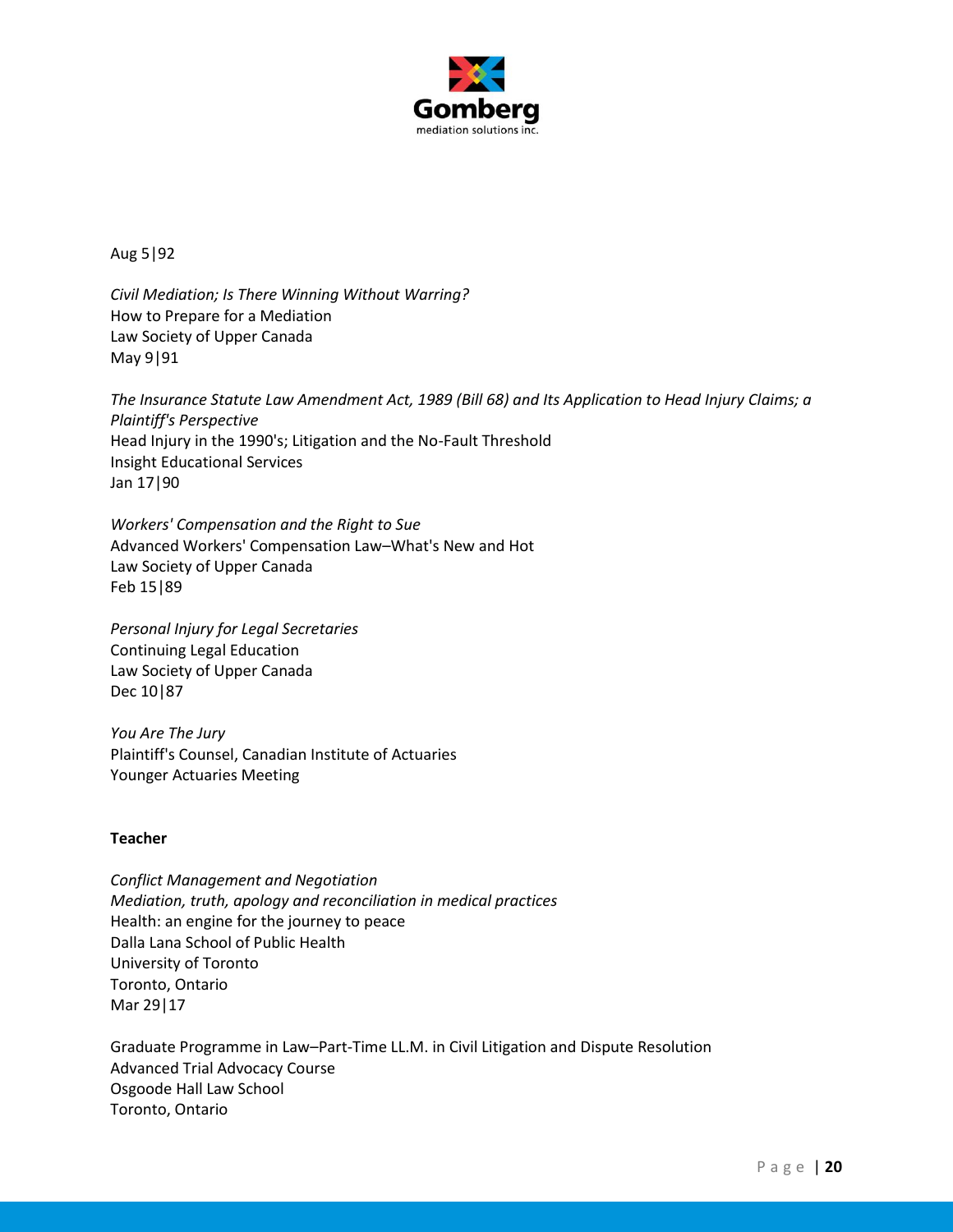Aug 5|92

*Civil Mediation; Is There Winning Without Warring?*
How to Prepare for a Mediation
Law Society of Upper Canada
May 9|91

*The Insurance Statute Law Amendment Act, 1989 (Bill 68) and Its Application to Head Injury Claims; a Plaintiff's Perspective*
Head Injury in the 1990's; Litigation and the No-Fault Threshold
Insight Educational Services
Jan 17|90

*Workers' Compensation and the Right to Sue*
Advanced Workers' Compensation Law–What's New and Hot
Law Society of Upper Canada
Feb 15|89

*Personal Injury for Legal Secretaries*
Continuing Legal Education
Law Society of Upper Canada
Dec 10|87

*You Are The Jury*
Plaintiff's Counsel, Canadian Institute of Actuaries
Younger Actuaries Meeting

**Teacher**

*Conflict Management and Negotiation*
*Mediation, truth, apology and reconciliation in medical practices*
Health: an engine for the journey to peace
Dalla Lana School of Public Health
University of Toronto
Toronto, Ontario
Mar 29|17

Graduate Programme in Law–Part-Time LL.M. in Civil Litigation and Dispute Resolution
Advanced Trial Advocacy Course
Osgoode Hall Law School
Toronto, Ontario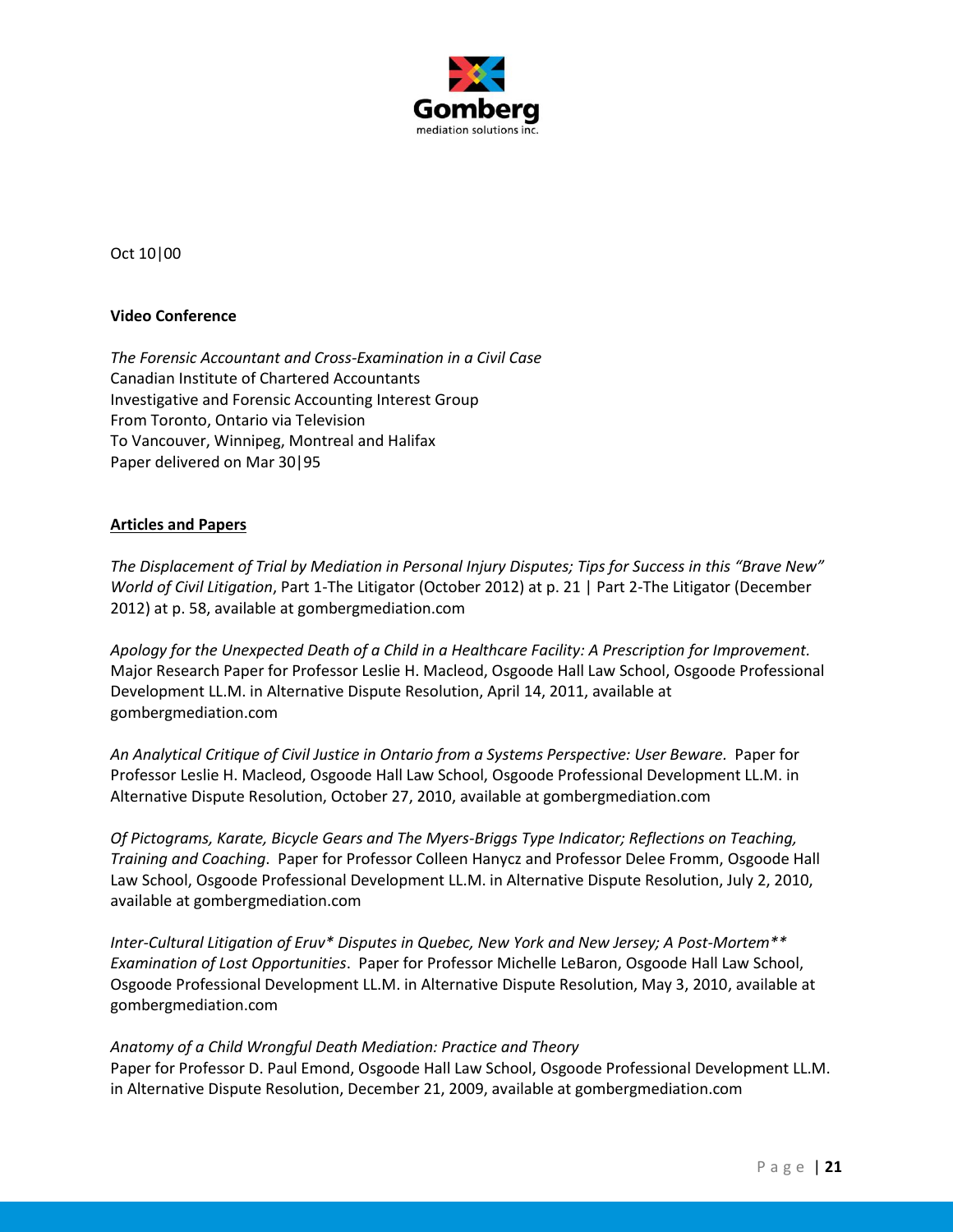Oct 10|00

**Video Conference**

*The Forensic Accountant and Cross-Examination in a Civil Case*
Canadian Institute of Chartered Accountants
Investigative and Forensic Accounting Interest Group
From Toronto, Ontario via Television
To Vancouver, Winnipeg, Montreal and Halifax
Paper delivered on Mar 30|95

**Articles and Papers**

*The Displacement of Trial by Mediation in Personal Injury Disputes; Tips for Success in this "Brave New" World of Civil Litigation*, Part 1-The Litigator (October 2012) at p. 21 | Part 2-The Litigator (December 2012) at p. 58, available at gombergmediation.com

*Apology for the Unexpected Death of a Child in a Healthcare Facility: A Prescription for Improvement.* Major Research Paper for Professor Leslie H. Macleod, Osgoode Hall Law School, Osgoode Professional Development LL.M. in Alternative Dispute Resolution, April 14, 2011, available at gombergmediation.com

*An Analytical Critique of Civil Justice in Ontario from a Systems Perspective: User Beware.* Paper for Professor Leslie H. Macleod, Osgoode Hall Law School, Osgoode Professional Development LL.M. in Alternative Dispute Resolution, October 27, 2010, available at gombergmediation.com

*Of Pictograms, Karate, Bicycle Gears and The Myers-Briggs Type Indicator; Reflections on Teaching, Training and Coaching*. Paper for Professor Colleen Hanycz and Professor Delee Fromm, Osgoode Hall Law School, Osgoode Professional Development LL.M. in Alternative Dispute Resolution, July 2, 2010, available at gombergmediation.com

*Inter-Cultural Litigation of Eruv* Disputes in Quebec, New York and New Jersey; A Post-Mortem** Examination of Lost Opportunities*. Paper for Professor Michelle LeBaron, Osgoode Hall Law School, Osgoode Professional Development LL.M. in Alternative Dispute Resolution, May 3, 2010, available at gombergmediation.com

*Anatomy of a Child Wrongful Death Mediation: Practice and Theory*
Paper for Professor D. Paul Emond, Osgoode Hall Law School, Osgoode Professional Development LL.M. in Alternative Dispute Resolution, December 21, 2009, available at gombergmediation.com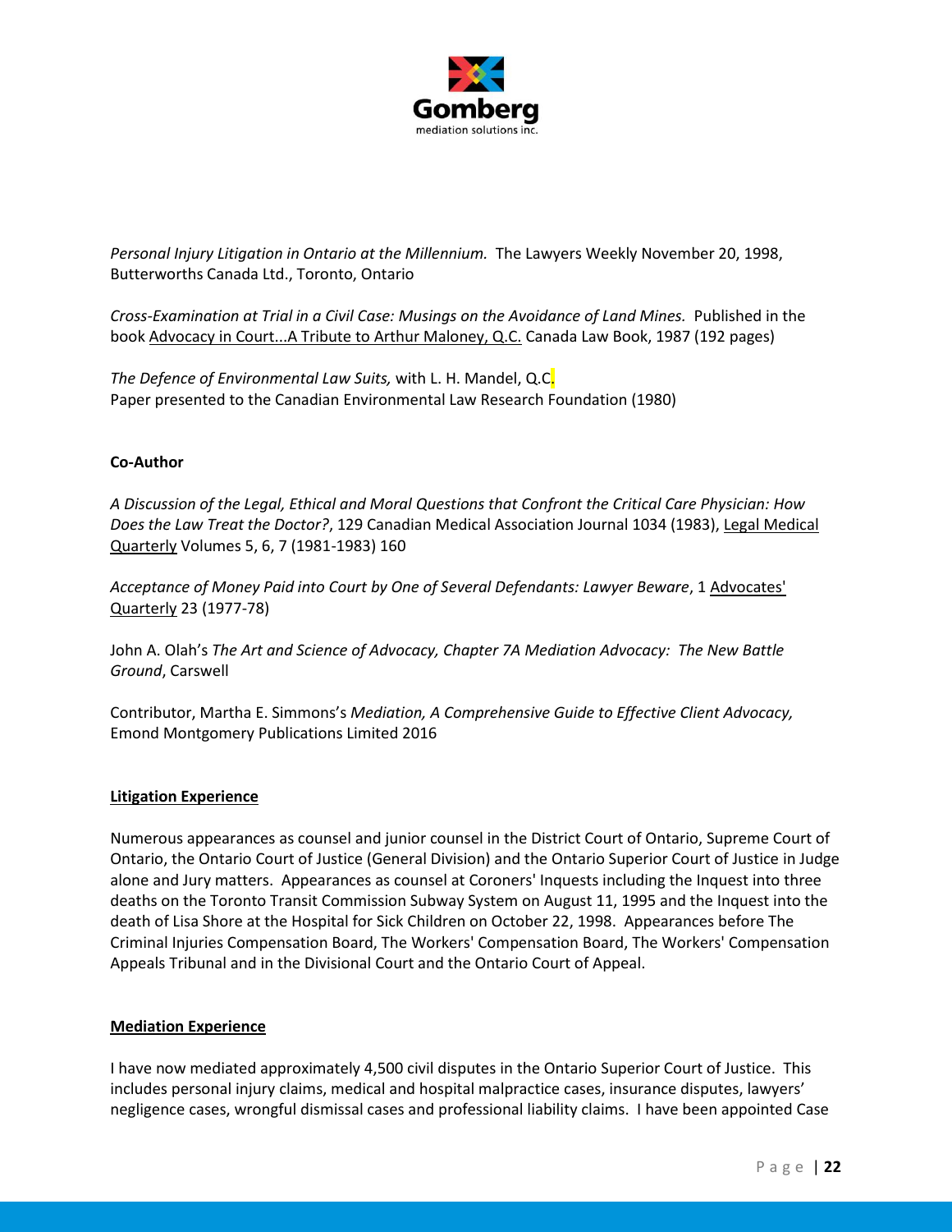*Personal Injury Litigation in Ontario at the Millennium.* The Lawyers Weekly November 20, 1998, Butterworths Canada Ltd., Toronto, Ontario

*Cross-Examination at Trial in a Civil Case: Musings on the Avoidance of Land Mines.* Published in the book <u>Advocacy in Court...A Tribute to Arthur Maloney, Q.C.</u> Canada Law Book, 1987 (192 pages)

*The Defence of Environmental Law Suits,* with L. H. Mandel, Q.C.
Paper presented to the Canadian Environmental Law Research Foundation (1980)

**Co-Author**

*A Discussion of the Legal, Ethical and Moral Questions that Confront the Critical Care Physician: How Does the Law Treat the Doctor?*, 129 Canadian Medical Association Journal 1034 (1983), <u>Legal Medical Quarterly</u> Volumes 5, 6, 7 (1981-1983) 160

*Acceptance of Money Paid into Court by One of Several Defendants: Lawyer Beware*, 1 <u>Advocates' Quarterly</u> 23 (1977-78)

John A. Olah's *The Art and Science of Advocacy, Chapter 7A Mediation Advocacy: The New Battle Ground*, Carswell

Contributor, Martha E. Simmons's *Mediation, A Comprehensive Guide to Effective Client Advocacy,* Emond Montgomery Publications Limited 2016

**<u>Litigation Experience</u>**

Numerous appearances as counsel and junior counsel in the District Court of Ontario, Supreme Court of Ontario, the Ontario Court of Justice (General Division) and the Ontario Superior Court of Justice in Judge alone and Jury matters. Appearances as counsel at Coroners' Inquests including the Inquest into three deaths on the Toronto Transit Commission Subway System on August 11, 1995 and the Inquest into the death of Lisa Shore at the Hospital for Sick Children on October 22, 1998. Appearances before The Criminal Injuries Compensation Board, The Workers' Compensation Board, The Workers' Compensation Appeals Tribunal and in the Divisional Court and the Ontario Court of Appeal.

**<u>Mediation Experience</u>**

I have now mediated approximately 4,500 civil disputes in the Ontario Superior Court of Justice. This includes personal injury claims, medical and hospital malpractice cases, insurance disputes, lawyers' negligence cases, wrongful dismissal cases and professional liability claims. I have been appointed Case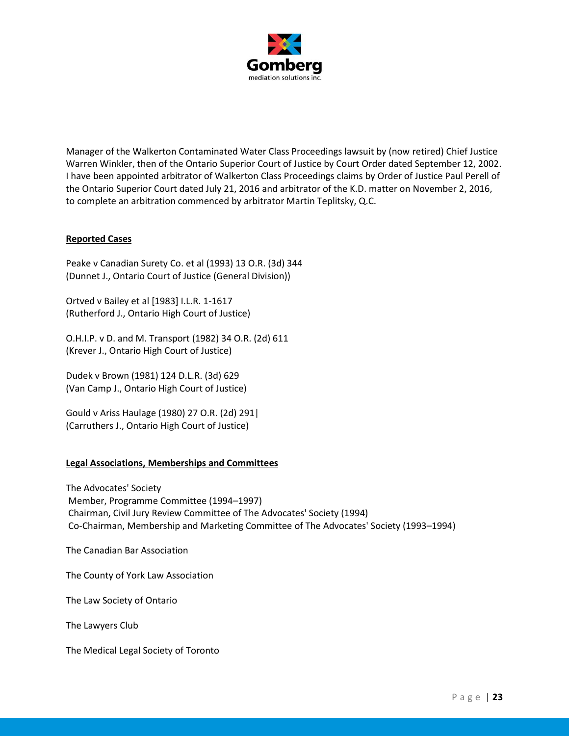Manager of the Walkerton Contaminated Water Class Proceedings lawsuit by (now retired) Chief Justice Warren Winkler, then of the Ontario Superior Court of Justice by Court Order dated September 12, 2002. I have been appointed arbitrator of Walkerton Class Proceedings claims by Order of Justice Paul Perell of the Ontario Superior Court dated July 21, 2016 and arbitrator of the K.D. matter on November 2, 2016, to complete an arbitration commenced by arbitrator Martin Teplitsky, Q.C.

**Reported Cases**

Peake v Canadian Surety Co. et al (1993) 13 O.R. (3d) 344
(Dunnet J., Ontario Court of Justice (General Division))

Ortved v Bailey et al [1983] I.L.R. 1-1617
(Rutherford J., Ontario High Court of Justice)

O.H.I.P. v D. and M. Transport (1982) 34 O.R. (2d) 611
(Krever J., Ontario High Court of Justice)

Dudek v Brown (1981) 124 D.L.R. (3d) 629
(Van Camp J., Ontario High Court of Justice)

Gould v Ariss Haulage (1980) 27 O.R. (2d) 291|
(Carruthers J., Ontario High Court of Justice)

**Legal Associations, Memberships and Committees**

The Advocates' Society
Member, Programme Committee (1994–1997)
Chairman, Civil Jury Review Committee of The Advocates' Society (1994)
Co-Chairman, Membership and Marketing Committee of The Advocates' Society (1993–1994)

The Canadian Bar Association

The County of York Law Association

The Law Society of Ontario

The Lawyers Club

The Medical Legal Society of Toronto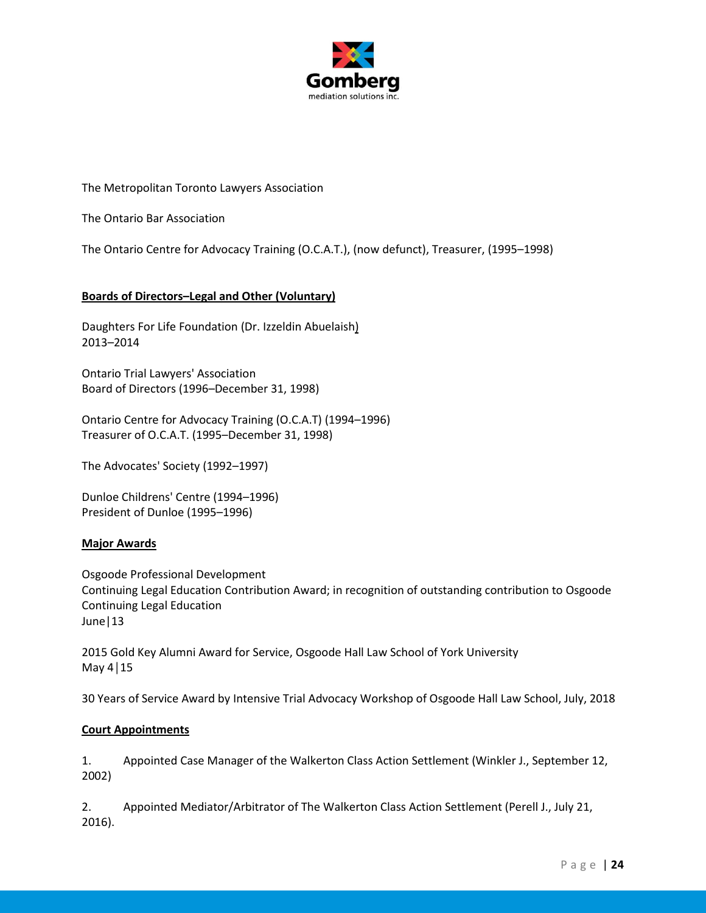The Metropolitan Toronto Lawyers Association

The Ontario Bar Association

The Ontario Centre for Advocacy Training (O.C.A.T.), (now defunct), Treasurer, (1995–1998)

**Boards of Directors–Legal and Other (Voluntary)**

Daughters For Life Foundation (Dr. Izzeldin Abuelaish)
2013–2014

Ontario Trial Lawyers' Association
Board of Directors (1996–December 31, 1998)

Ontario Centre for Advocacy Training (O.C.A.T) (1994–1996)
Treasurer of O.C.A.T. (1995–December 31, 1998)

The Advocates' Society (1992–1997)

Dunloe Childrens' Centre (1994–1996)
President of Dunloe (1995–1996)

**Major Awards**

Osgoode Professional Development
Continuing Legal Education Contribution Award; in recognition of outstanding contribution to Osgoode Continuing Legal Education
June|13

2015 Gold Key Alumni Award for Service, Osgoode Hall Law School of York University
May 4|15

30 Years of Service Award by Intensive Trial Advocacy Workshop of Osgoode Hall Law School, July, 2018

**Court Appointments**

1. Appointed Case Manager of the Walkerton Class Action Settlement (Winkler J., September 12, 2002)

2. Appointed Mediator/Arbitrator of The Walkerton Class Action Settlement (Perell J., July 21, 2016).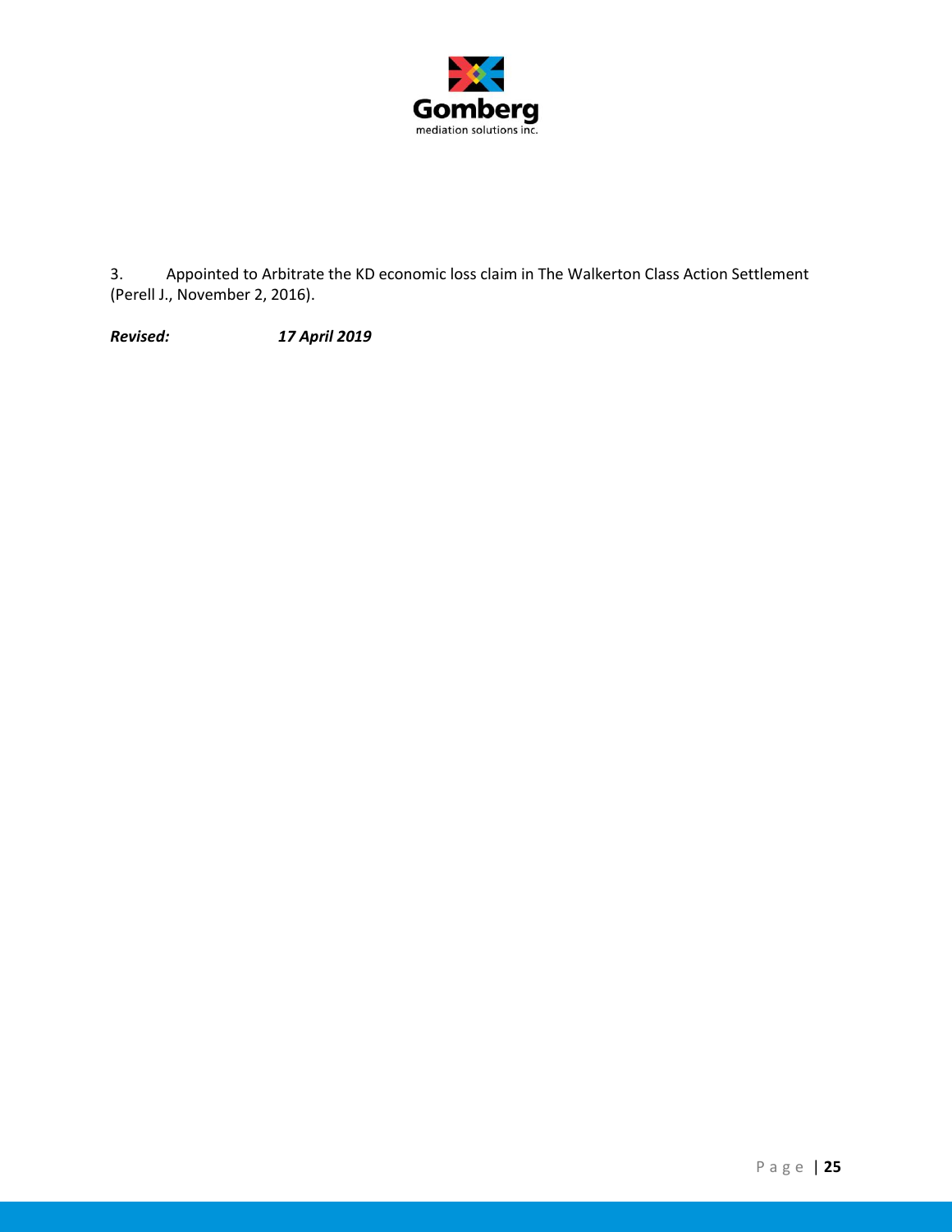3. Appointed to Arbitrate the KD economic loss claim in The Walkerton Class Action Settlement (Perell J., November 2, 2016).

***Revised:*** ***17 April 2019***